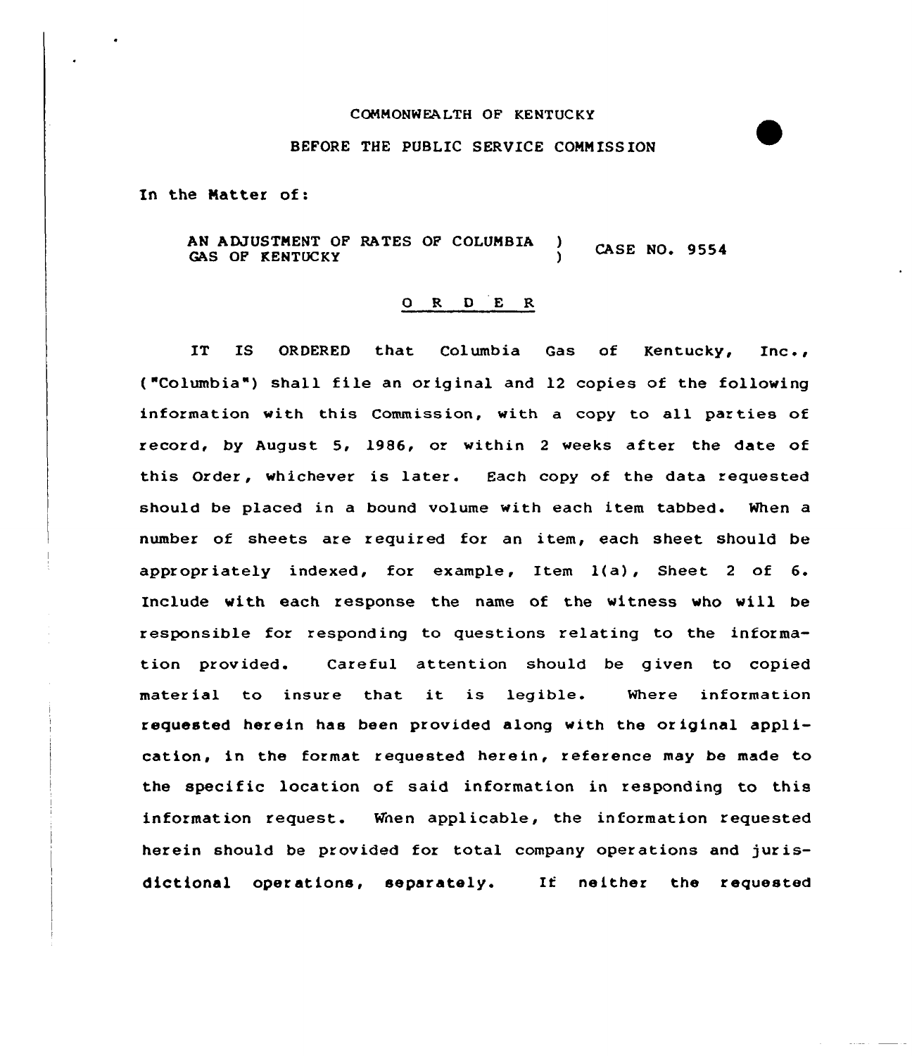COMMONWEALTH OF KENTUCKY

BEFORE THE PUBLIC SERVICE COMMISSION

In the Matter of:

AN ADJUSTMENT OF RATES OF COLUMBIA GAS OF KENTUCKY ) CASE NO. 9554

# ORDER

IT IS ORDERED that Columbia Gas of Kentucky, Inc., ("Columbia") shall file an original and 12 copies of the following information with this Commission, with a copy to all parties of record, by August 5, 1986, or within 2 weeks after the date of this Order, whichever is later. Each copy of the data requested should be placed in a bound volume with each item tabbed. When a number of sheets are required for an item, each sheet should be appropriately indexed, for example, Item 1(a), Sheet 2 of 6. Include with each response the name of the witness who will be responsible for responding to questions relating to the information provided. Careful attention should be given to copied material to insure that it is legible. Where information requested herein has been provided along with the original application, in the format requested herein, reference may be made to the specific location of said information in responding to this information request. When applicable, the information requested herein should be provided for total company operations and jurisdictional operations, separately. If neither the requested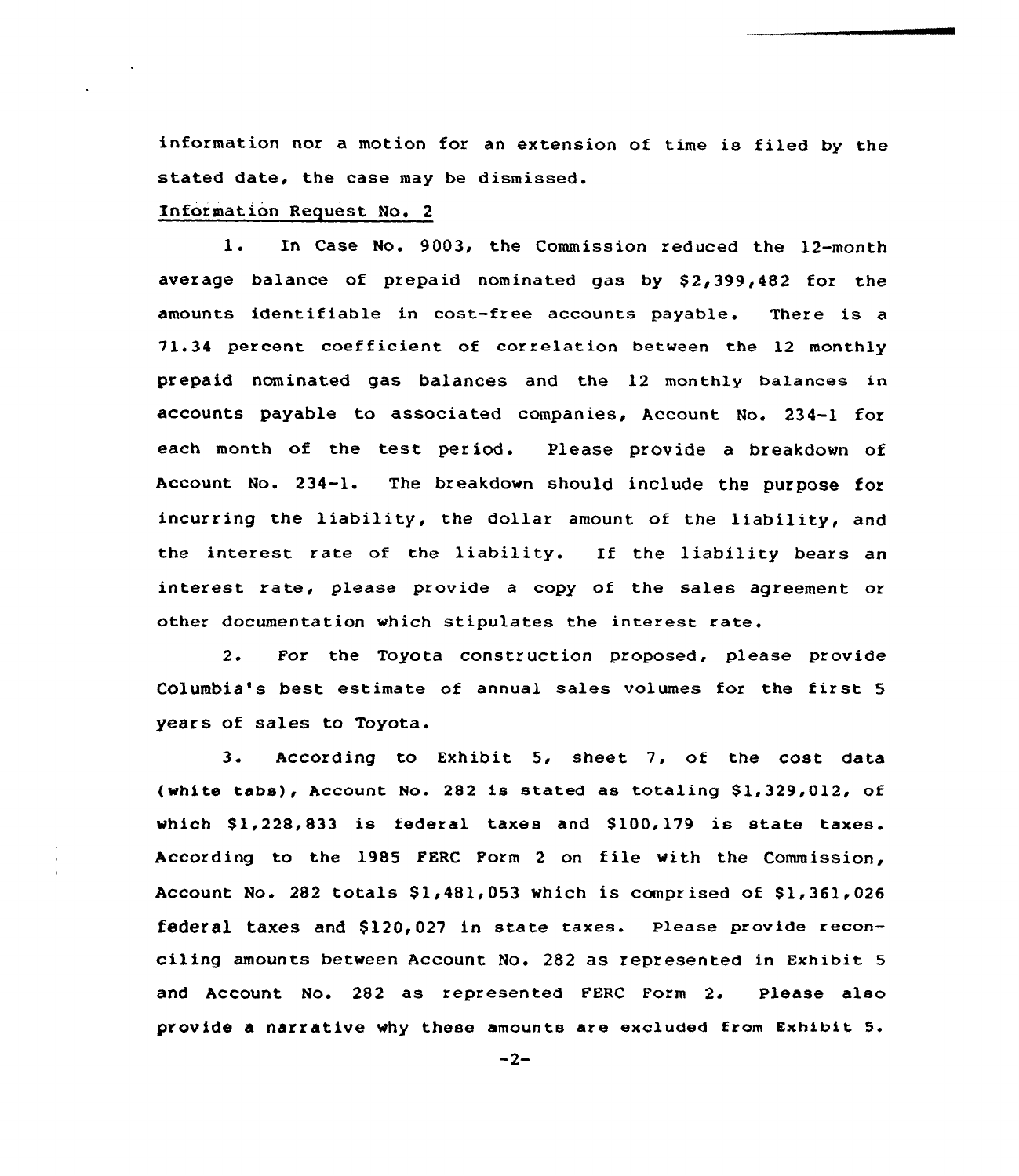information nor a motion for an extension of time is filed by the stated date, the case may be dismissed.

Information Request No. 2

1. In Case No. 9003, the Commission reduced the 12-month average balance of prepaid nominated gas by $2,399,482 for the amounts identifiable in cost-free accounts payable. There is a 71.34 percent coefficient of correlation between the 12 monthly prepaid nominated gas balances and the 12 monthly balances in accounts payable to associated companies, Account No. 234-1 for each month of the test period. Please provide a breakdown of Account No. 234-1. The breakdown should include the purpose for incurring the liability, the dollar amount of the liability, and the interest rate of the liability. If the liability bears an interest rate, please provide a copy of the sales agreement or other documentation which stipulates the interest rate.

2. For the Toyota construction proposed, please provide Columbia's best estimate of annual sales volumes for the first 5 years of sales to Toyota.

3. According to Exhibit 5, sheet 7, of the cost data (white tabs), Account No. 282 is stated as totaling $1,329,012, of which $1,228,833 is federal taxes and $100,179 is state taxes. According to the 1985 FERC Form 2 on file with the Commission, Account No. 282 totals $1,481,053 which is comprised of $1,361,026 federal taxes and $120,027 in state taxes. Please provide reconciling amounts between Account No. 282 as represented in Exhibit 5 and Account No. 282 as represented FERC Form 2. Please also provide a narrative why these amounts are excluded from Exhibit 5.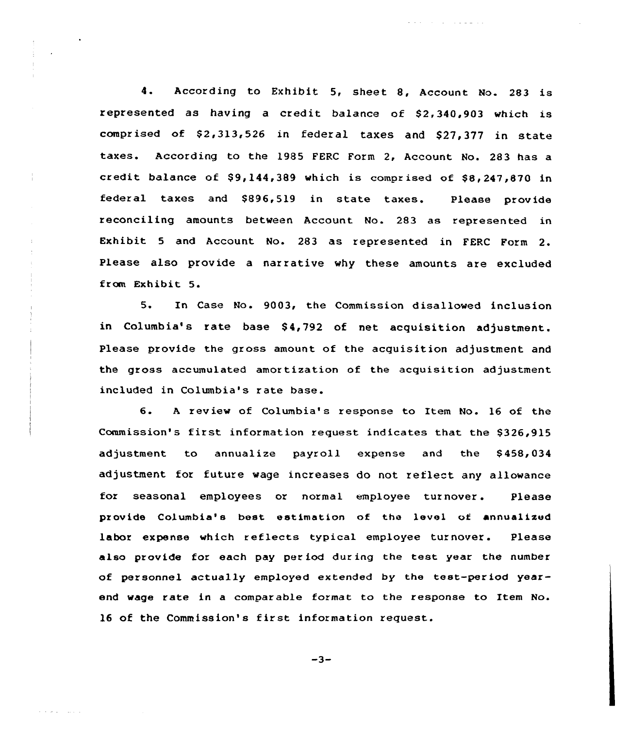4. According to Exhibit 5, sheet 8, Account No. 283 is represented as having a credit balance of $2,340,903 which is comprised of $2,313,526 in federal taxes and $27,377 in state taxes. According to the 1985 FERC Form 2, Account No. 283 has a credit balance of $9,144,389 which is comprised of $8,247,870 in federal taxes and $896,519 in state taxes. Please provide reconciling amounts between Account No. 283 as represented in Exhibit 5 and Account No. 283 as represented in FERC Form 2. Please also provide a narrative why these amounts are excluded from Exhibit 5.

5. In Case No. 9003, the Commission disallowed inclusion in Columbia's rate base $4,792 of net acquisition adjustment. Please provide the gross amount of the acquisition adjustment and the gross accumulated amortization of the acquisition adjustment included in Columbia's rate base.

6. A review of Columbia's response to Item No. 16 of the Commission's first information request indicates that the $326,915 adjustment to annualize payroll expense and the $458,034 adjustment for future wage increases do not reflect any allowance for seasonal employees or normal employee turnover. Please provide Columbia's best estimation of the level of annualized labor expense which reflects typical employee turnover. Please also provide for each pay period during the test year the number of personnel actually employed extended by the test-period year-end wage rate in a comparable format to the response to Item No. 16 of the Commission's first information request.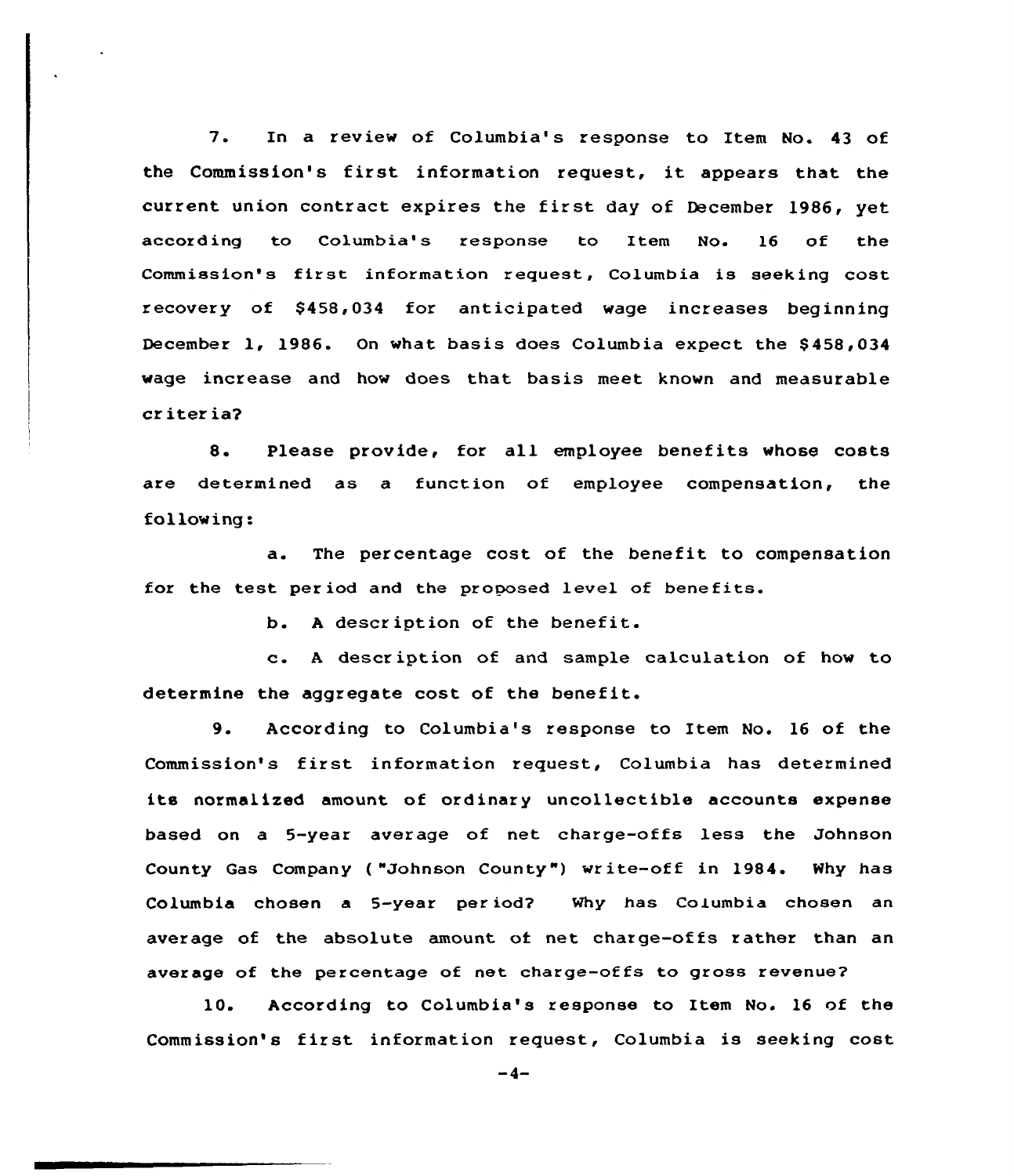7. In a review of Columbia's response to Item No. 43 of the Commission's first information request, it appears that the current union contract expires the first day of December 1986, yet according to Columbia's response to Item No. 16 of the Commission's first information request, Columbia is seeking cost recovery of $458,034 for anticipated wage increases beginning December 1, 1986. On what basis does Columbia expect the $458,034 wage increase and how does that basis meet known and measurable criteria?

8. Please provide, for all employee benefits whose costs are determined as a function of employee compensation, the following:

a. The percentage cost of the benefit to compensation for the test period and the proposed level of benefits.

b. A description of the benefit.

c. A description of and sample calculation of how to determine the aggregate cost of the benefit.

9. According to Columbia's response to Item No. 16 of the Commission's first information request, Columbia has determined its normalized amount of ordinary uncollectible accounts expense based on a 5-year average of net charge-offs less the Johnson County Gas Company ("Johnson County") write-off in 1984. Why has Columbia chosen a 5-year period? Why has Columbia chosen an average of the absolute amount of net charge-offs rather than an average of the percentage of net charge-offs to gross revenue?

10. According to Columbia's response to Item No. 16 of the Commission's first information request, Columbia is seeking cost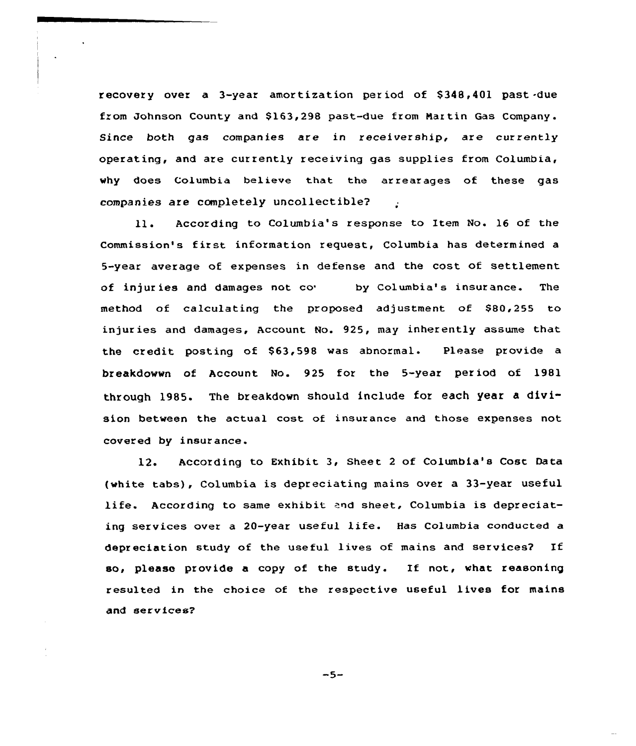recovery over a 3-year amortization period of $348,401 past-due from Johnson County and $163,298 past-due from Martin Gas Company. Since both gas companies are in receivership, are currently operating, and are currently receiving gas supplies from Columbia, why does Columbia believe that the arrearages of these gas companies are completely uncollectible?

11. According to Columbia's response to Item No. 16 of the Commission's first information request, Columbia has determined a 5-year average of expenses in defense and the cost of settlement of injuries and damages not co' by Columbia's insurance. The method of calculating the proposed adjustment of $80,255 to injuries and damages, Account No. 925, may inherently assume that the credit posting of $63,598 was abnormal. Please provide a breakdowwn of Account No. 925 for the 5-year period of 1981 through 1985. The breakdown should include for each year a division between the actual cost of insurance and those expenses not covered by insurance.

12. According to Exhibit 3, Sheet 2 of Columbia's Cost Data (white tabs), Columbia is depreciating mains over a 33-year useful life. According to same exhibit and sheet, Columbia is depreciating services over a 20-year useful life. Has Columbia conducted a depreciation study of the useful lives of mains and services? If so, please provide a copy of the study. If not, what reasoning resulted in the choice of the respective useful lives for mains and services?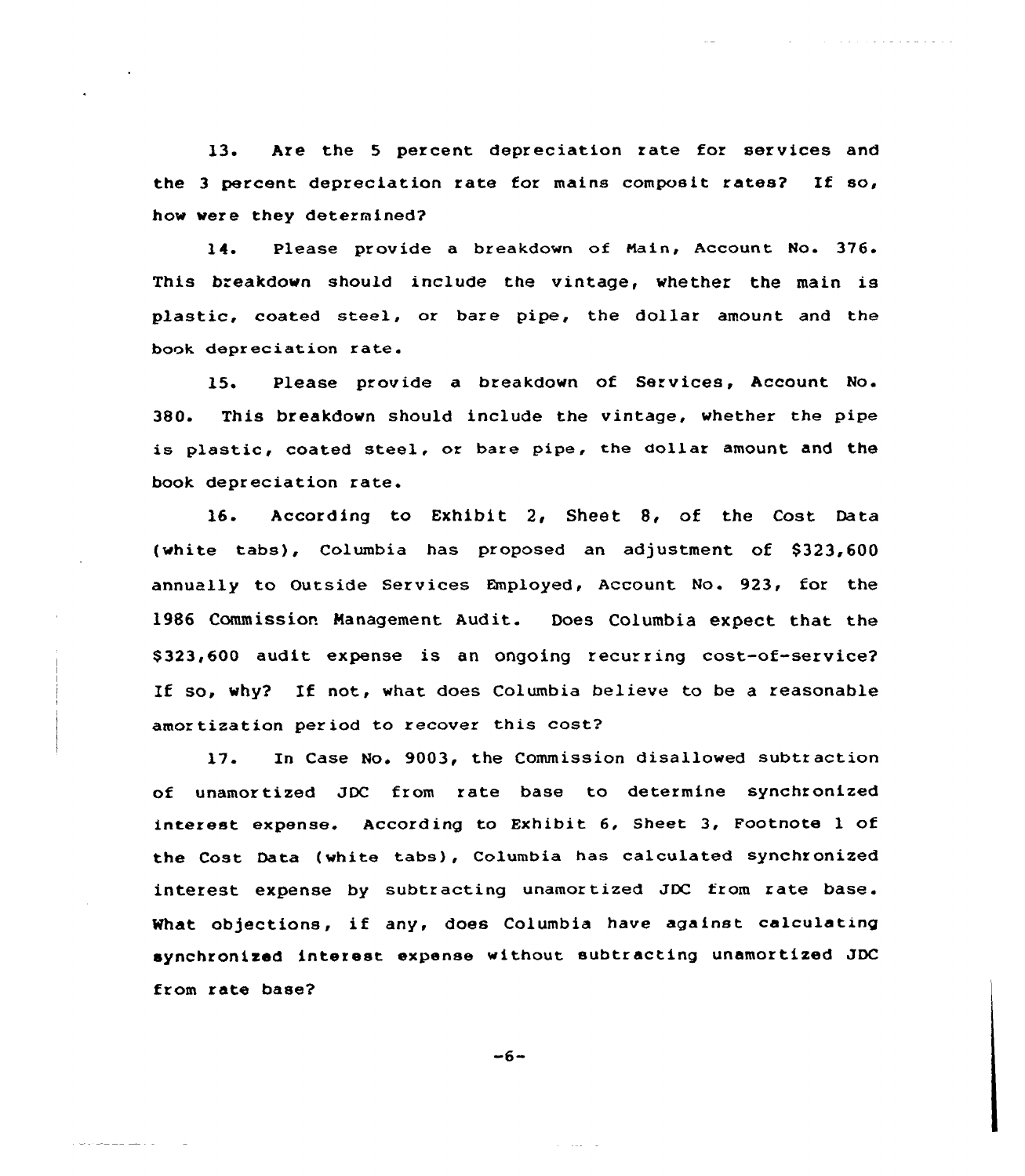13. Are the 5 percent depreciation rate for services and the 3 percent depreciation rate for mains composit rates? If so, how were they determined?

14. Please provide a breakdown of Main, Account No. 376. This breakdown should include the vintage, whether the main is plastic, coated steel, or bare pipe, the dollar amount and the book depreciation rate.

15. Please provide a breakdown of Services, Account No. 380. This breakdown should include the vintage, whether the pipe is plastic, coated steel, or bare pipe, the dollar amount and the book depreciation rate.

16. According to Exhibit 2, Sheet 8, of the Cost Data (white tabs), Columbia has proposed an adjustment of $323,600 annually to Outside Services Employed, Account No. 923, for the 1986 Commission Management Audit. Does Columbia expect that the $323,600 audit expense is an ongoing recurring cost-of-service? If so, why? If not, what does Columbia believe to be a reasonable amortization period to recover this cost?

17. In Case No. 9003, the Commission disallowed subtraction of unamortized JDC from rate base to determine synchronized interest expense. According to Exhibit 6, Sheet 3, Footnote 1 of the Cost Data (white tabs), Columbia has calculated synchronized interest expense by subtracting unamortized JDC from rate base. What objections, if any, does Columbia have against calculating synchronized interest expense without subtracting unamortized JDC from rate base?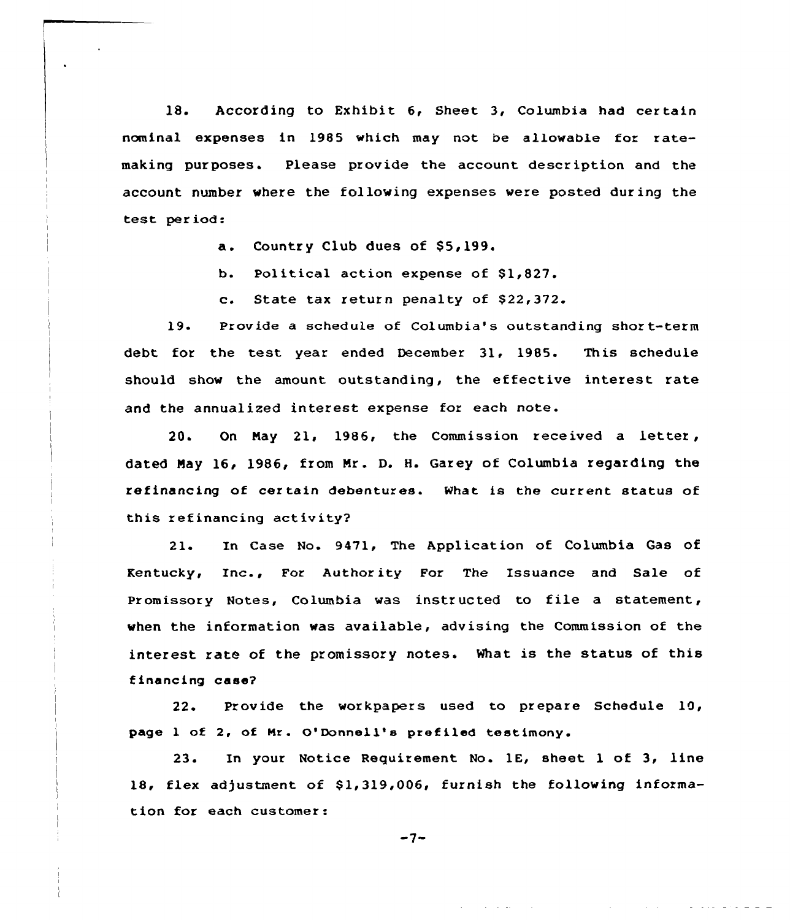18. According to Exhibit 6, Sheet 3, Columbia had certain nominal expenses in 1985 which may not be allowable for rate-making purposes. Please provide the account description and the account number where the following expenses were posted during the test period:

a. Country Club dues of $5,199.

b. Political action expense of $1,827.

c. State tax return penalty of $22,372.

19. Provide a schedule of Columbia's outstanding short-term debt for the test year ended December 31, 1985. This schedule should show the amount outstanding, the effective interest rate and the annualized interest expense for each note.

20. On May 21, 1986, the Commission received a letter, dated May 16, 1986, from Mr. D. H. Garey of Columbia regarding the refinancing of certain debentures. What is the current status of this refinancing activity?

21. In Case No. 9471, The Application of Columbia Gas of Kentucky, Inc., For Authority For The Issuance and Sale of Promissory Notes, Columbia was instructed to file a statement, when the information was available, advising the Commission of the interest rate of the promissory notes. What is the status of this financing case?

22. Provide the workpapers used to prepare Schedule 10, page 1 of 2, of Mr. O'Donnell's prefiled testimony.

23. In your Notice Requirement No. 1E, sheet 1 of 3, line 18, flex adjustment of $1,319,006, furnish the following information for each customer: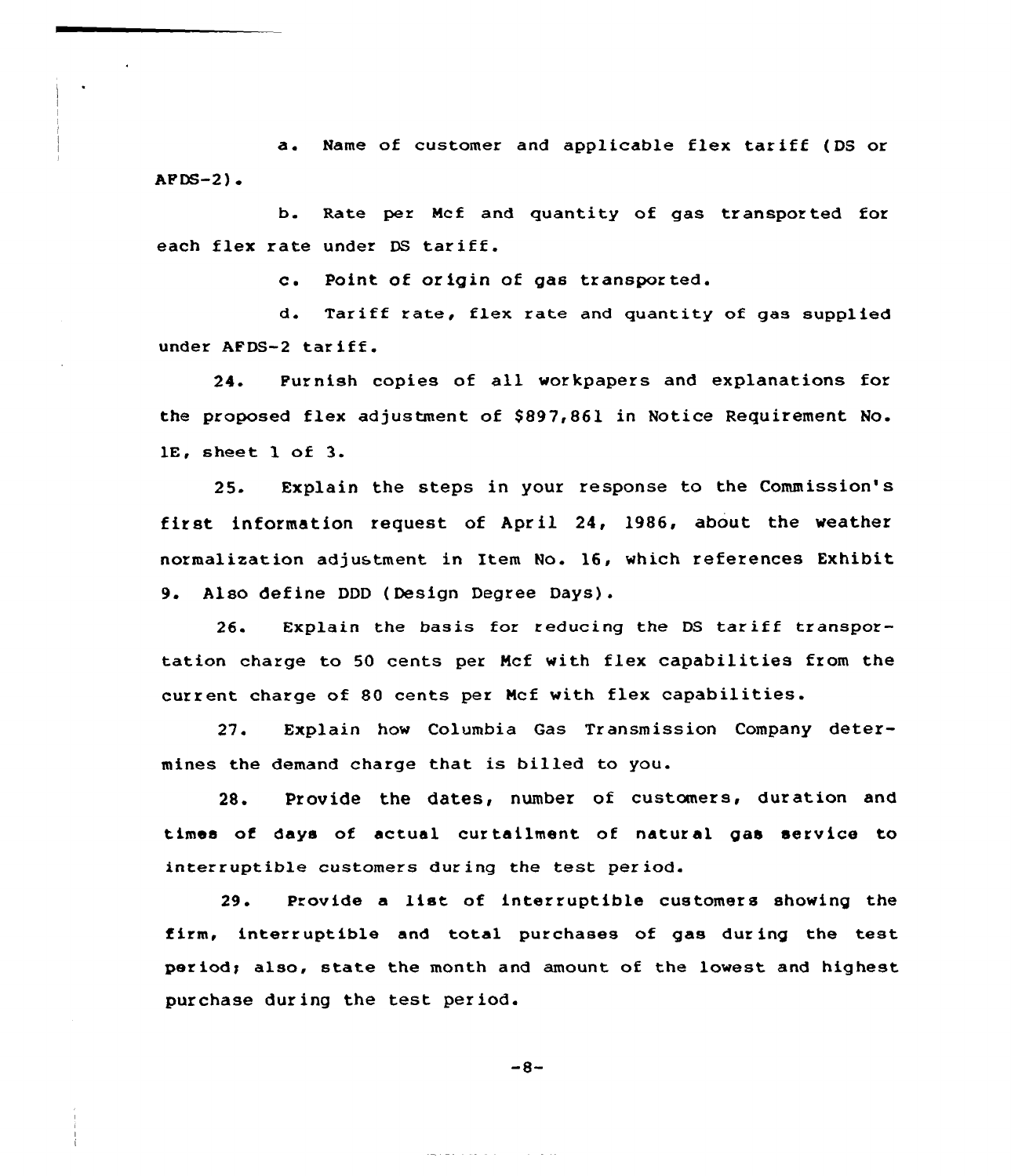a. Name of customer and applicable flex tariff (DS or AFDS-2).

b. Rate per Mcf and quantity of gas transported for each flex rate under DS tariff.

c. Point of origin of gas transported.

d. Tariff rate, flex rate and quantity of gas supplied under AFDS-2 tariff.

24. Furnish copies of all workpapers and explanations for the proposed flex adjustment of $897,861 in Notice Requirement No. 1E, sheet 1 of 3.

25. Explain the steps in your response to the Commission's first information request of April 24, 1986, about the weather normalization adjustment in Item No. 16, which references Exhibit 9. Also define DDD (Design Degree Days).

26. Explain the basis for reducing the DS tariff transportation charge to 50 cents per Mcf with flex capabilities from the current charge of 80 cents per Mcf with flex capabilities.

27. Explain how Columbia Gas Transmission Company determines the demand charge that is billed to you.

28. Provide the dates, number of customers, duration and times of days of actual curtailment of natural gas service to interruptible customers during the test period.

29. Provide a list of interruptible customers showing the firm, interruptible and total purchases of gas during the test period; also, state the month and amount of the lowest and highest purchase during the test period.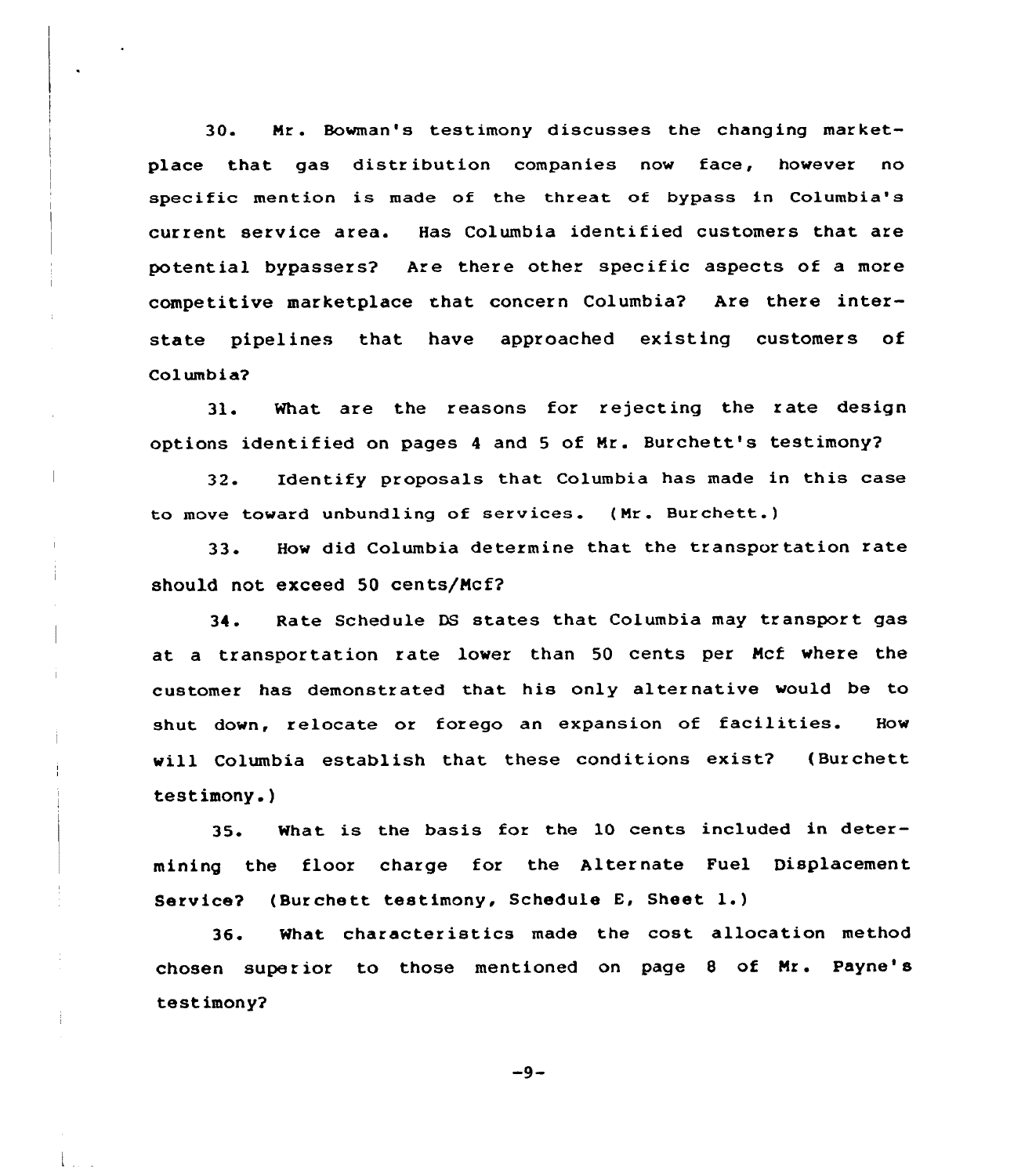30. Mr. Bowman's testimony discusses the changing marketplace that gas distribution companies now face, however no specific mention is made of the threat of bypass in Columbia's current service area. Has Columbia identified customers that are potential bypassers? Are there other specific aspects of a more competitive marketplace that concern Columbia? Are there interstate pipelines that have approached existing customers of Columbia?

31. What are the reasons for rejecting the rate design options identified on pages 4 and 5 of Mr. Burchett's testimony?

32. Identify proposals that Columbia has made in this case to move toward unbundling of services. (Mr. Burchett.)

33. How did Columbia determine that the transportation rate should not exceed 50 cents/Mcf?

34. Rate Schedule DS states that Columbia may transport gas at a transportation rate lower than 50 cents per Mcf where the customer has demonstrated that his only alternative would be to shut down, relocate or forego an expansion of facilities. How will Columbia establish that these conditions exist? (Burchett testimony.)

35. What is the basis for the 10 cents included in determining the floor charge for the Alternate Fuel Displacement Service? (Burchett testimony, Schedule E, Sheet 1.)

36. What characteristics made the cost allocation method chosen superior to those mentioned on page 8 of Mr. Payne's testimony?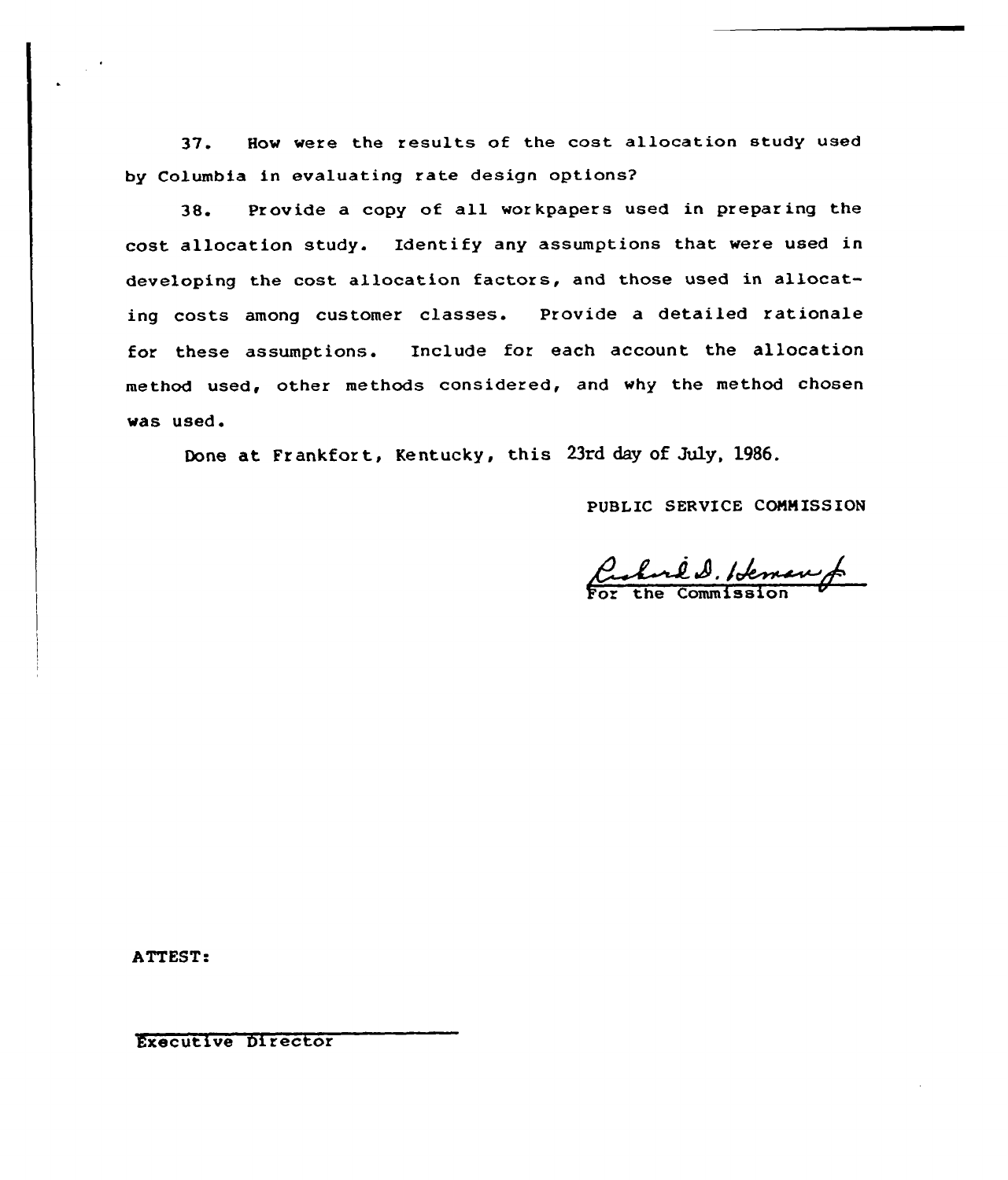37. How were the results of the cost allocation study used by Columbia in evaluating rate design options?

38. Provide a copy of all workpapers used in preparing the cost allocation study. Identify any assumptions that were used in developing the cost allocation factors, and those used in allocating costs among customer classes. Provide a detailed rationale for these assumptions. Include for each account the allocation method used, other methods considered, and why the method chosen was used.

Done at Frankfort, Kentucky, this 23rd day of July, 1986.

PUBLIC SERVICE COMMISSION

For the Commission

ATTEST:

Executive Director